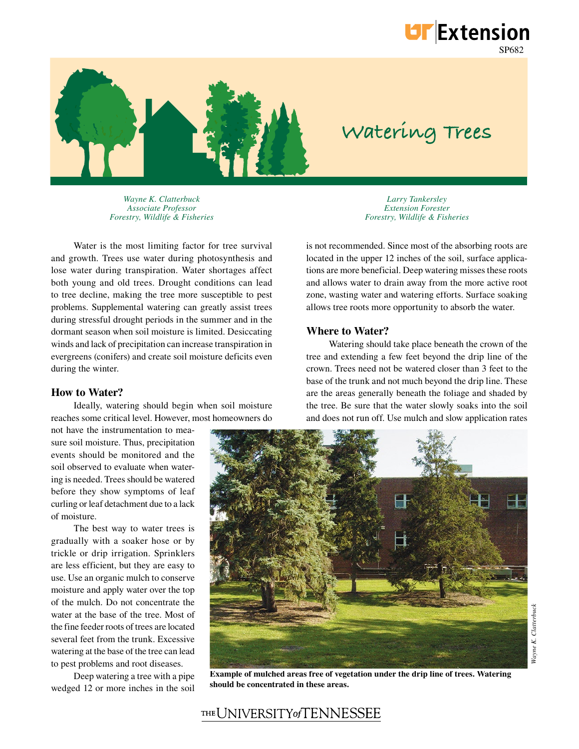# Watering Trees

*Wayne K. Clatterbuck*
*Associate Professor*
*Forestry, Wildlife & Fisheries*

*Larry Tankersley*
*Extension Forester*
*Forestry, Wildlife & Fisheries*

Water is the most limiting factor for tree survival and growth. Trees use water during photosynthesis and lose water during transpiration. Water shortages affect both young and old trees. Drought conditions can lead to tree decline, making the tree more susceptible to pest problems. Supplemental watering can greatly assist trees during stressful drought periods in the summer and in the dormant season when soil moisture is limited. Desiccating winds and lack of precipitation can increase transpiration in evergreens (conifers) and create soil moisture deficits even during the winter.

## How to Water?

Ideally, watering should begin when soil moisture reaches some critical level. However, most homeowners do not have the instrumentation to measure soil moisture. Thus, precipitation events should be monitored and the soil observed to evaluate when watering is needed. Trees should be watered before they show symptoms of leaf curling or leaf detachment due to a lack of moisture.

The best way to water trees is gradually with a soaker hose or by trickle or drip irrigation. Sprinklers are less efficient, but they are easy to use. Use an organic mulch to conserve moisture and apply water over the top of the mulch. Do not concentrate the water at the base of the tree. Most of the fine feeder roots of trees are located several feet from the trunk. Excessive watering at the base of the tree can lead to pest problems and root diseases.

Deep watering a tree with a pipe wedged 12 or more inches in the soil is not recommended. Since most of the absorbing roots are located in the upper 12 inches of the soil, surface applications are more beneficial. Deep watering misses these roots and allows water to drain away from the more active root zone, wasting water and watering efforts. Surface soaking allows tree roots more opportunity to absorb the water.

## Where to Water?

Watering should take place beneath the crown of the tree and extending a few feet beyond the drip line of the crown. Trees need not be watered closer than 3 feet to the base of the trunk and not much beyond the drip line. These are the areas generally beneath the foliage and shaded by the tree. Be sure that the water slowly soaks into the soil and does not run off. Use mulch and slow application rates

*Wayne K. Clatterbuck*

**Example of mulched areas free of vegetation under the drip line of trees. Watering should be concentrated in these areas.**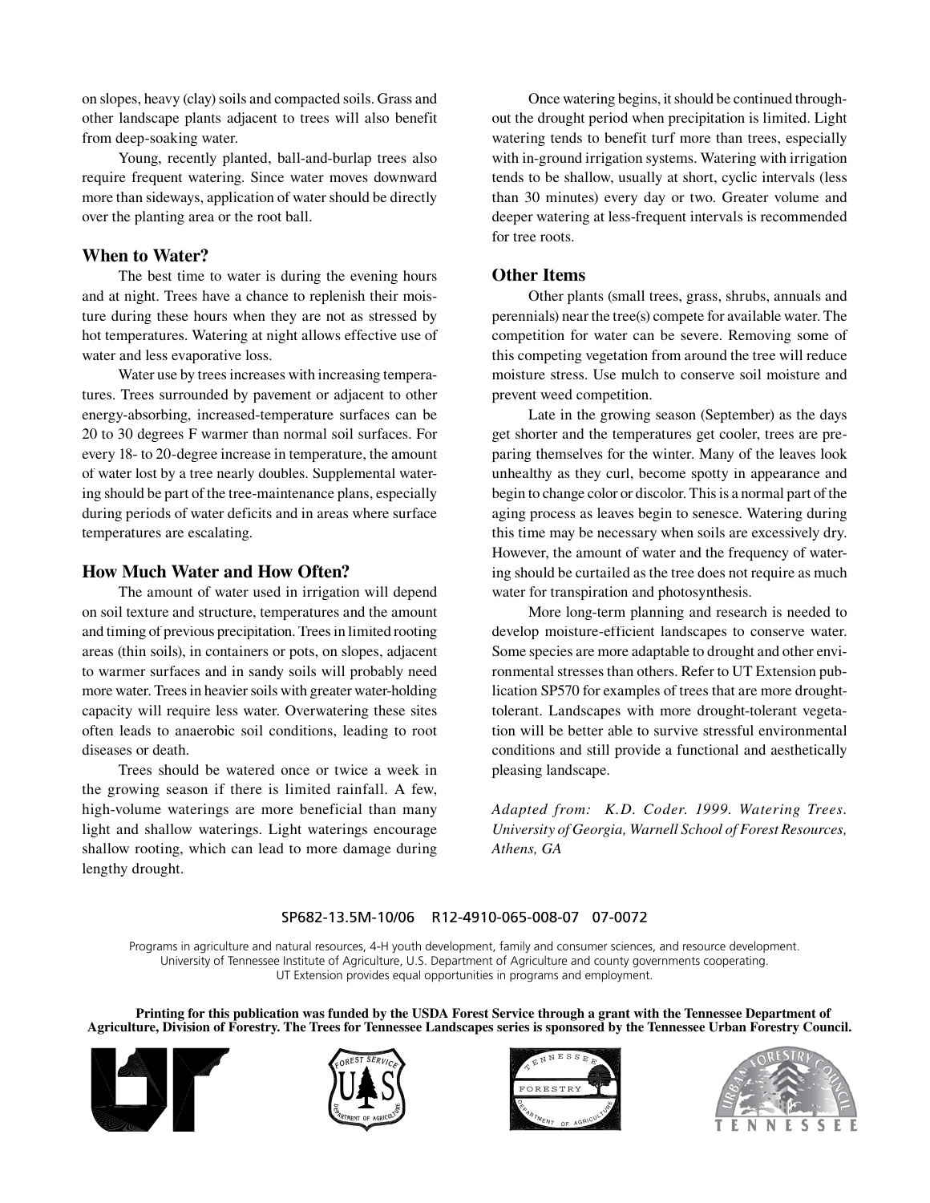on slopes, heavy (clay) soils and compacted soils. Grass and other landscape plants adjacent to trees will also benefit from deep-soaking water.

Young, recently planted, ball-and-burlap trees also require frequent watering. Since water moves downward more than sideways, application of water should be directly over the planting area or the root ball.

### When to Water?

The best time to water is during the evening hours and at night. Trees have a chance to replenish their moisture during these hours when they are not as stressed by hot temperatures. Watering at night allows effective use of water and less evaporative loss.

Water use by trees increases with increasing temperatures. Trees surrounded by pavement or adjacent to other energy-absorbing, increased-temperature surfaces can be 20 to 30 degrees F warmer than normal soil surfaces. For every 18- to 20-degree increase in temperature, the amount of water lost by a tree nearly doubles. Supplemental watering should be part of the tree-maintenance plans, especially during periods of water deficits and in areas where surface temperatures are escalating.

### How Much Water and How Often?

The amount of water used in irrigation will depend on soil texture and structure, temperatures and the amount and timing of previous precipitation. Trees in limited rooting areas (thin soils), in containers or pots, on slopes, adjacent to warmer surfaces and in sandy soils will probably need more water. Trees in heavier soils with greater water-holding capacity will require less water. Overwatering these sites often leads to anaerobic soil conditions, leading to root diseases or death.

Trees should be watered once or twice a week in the growing season if there is limited rainfall. A few, high-volume waterings are more beneficial than many light and shallow waterings. Light waterings encourage shallow rooting, which can lead to more damage during lengthy drought.

Once watering begins, it should be continued throughout the drought period when precipitation is limited. Light watering tends to benefit turf more than trees, especially with in-ground irrigation systems. Watering with irrigation tends to be shallow, usually at short, cyclic intervals (less than 30 minutes) every day or two. Greater volume and deeper watering at less-frequent intervals is recommended for tree roots.

### Other Items

Other plants (small trees, grass, shrubs, annuals and perennials) near the tree(s) compete for available water. The competition for water can be severe. Removing some of this competing vegetation from around the tree will reduce moisture stress. Use mulch to conserve soil moisture and prevent weed competition.

Late in the growing season (September) as the days get shorter and the temperatures get cooler, trees are preparing themselves for the winter. Many of the leaves look unhealthy as they curl, become spotty in appearance and begin to change color or discolor. This is a normal part of the aging process as leaves begin to senesce. Watering during this time may be necessary when soils are excessively dry. However, the amount of water and the frequency of watering should be curtailed as the tree does not require as much water for transpiration and photosynthesis.

More long-term planning and research is needed to develop moisture-efficient landscapes to conserve water. Some species are more adaptable to drought and other environmental stresses than others. Refer to UT Extension publication SP570 for examples of trees that are more drought-tolerant. Landscapes with more drought-tolerant vegetation will be better able to survive stressful environmental conditions and still provide a functional and aesthetically pleasing landscape.

*Adapted from: K.D. Coder. 1999. Watering Trees. University of Georgia, Warnell School of Forest Resources, Athens, GA*

SP682-13.5M-10/06 R12-4910-065-008-07 07-0072

Programs in agriculture and natural resources, 4-H youth development, family and consumer sciences, and resource development. University of Tennessee Institute of Agriculture, U.S. Department of Agriculture and county governments cooperating. UT Extension provides equal opportunities in programs and employment.

**Printing for this publication was funded by the USDA Forest Service through a grant with the Tennessee Department of Agriculture, Division of Forestry. The Trees for Tennessee Landscapes series is sponsored by the Tennessee Urban Forestry Council.**